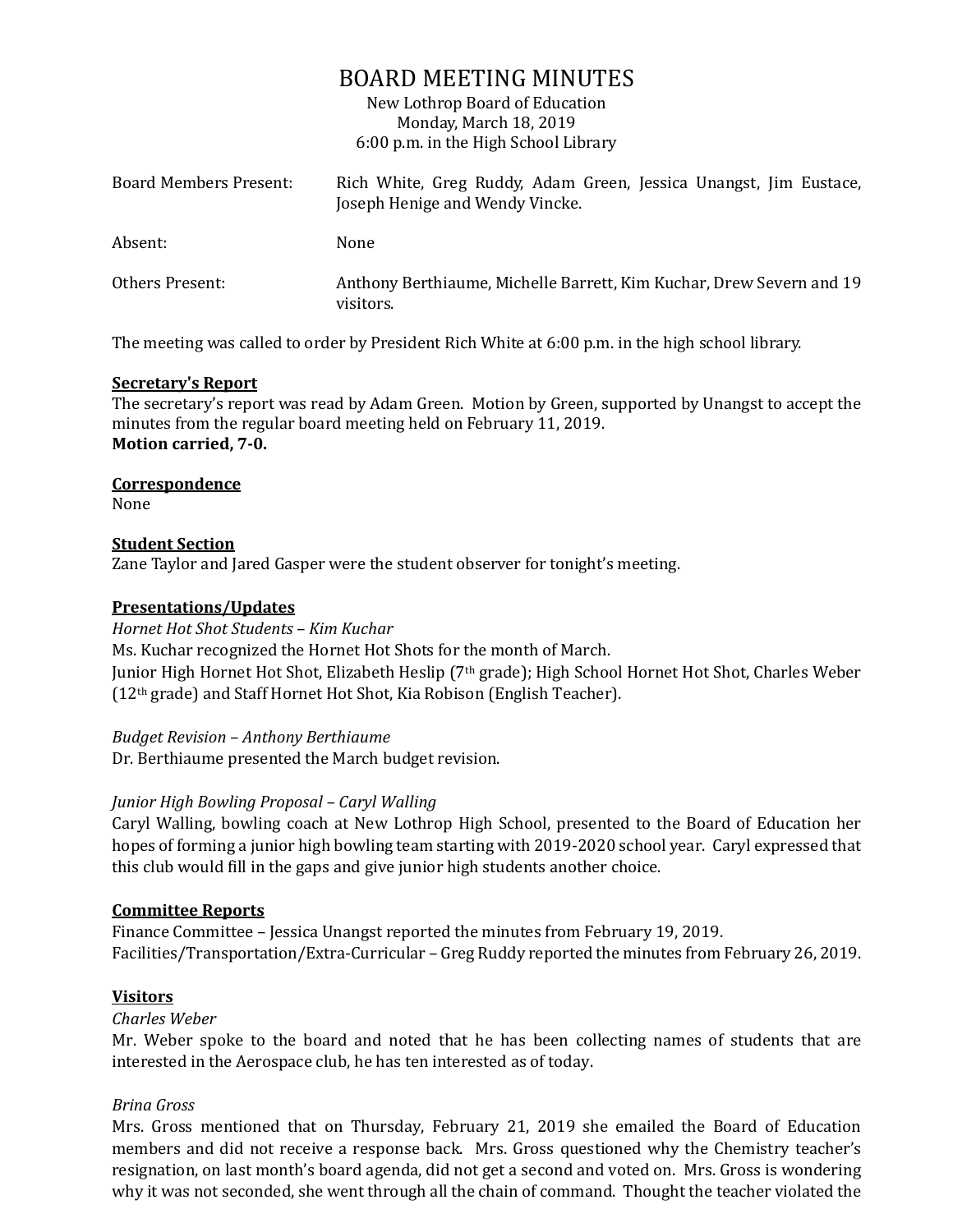# BOARD MEETING MINUTES

New Lothrop Board of Education
Monday, March 18, 2019
6:00 p.m. in the High School Library

| | |
|---|---|
| Board Members Present: | Rich White, Greg Ruddy, Adam Green, Jessica Unangst, Jim Eustace, Joseph Henige and Wendy Vincke. |
| Absent: | None |
| Others Present: | Anthony Berthiaume, Michelle Barrett, Kim Kuchar, Drew Severn and 19 visitors. |

The meeting was called to order by President Rich White at 6:00 p.m. in the high school library.

**Secretary's Report**

The secretary's report was read by Adam Green. Motion by Green, supported by Unangst to accept the minutes from the regular board meeting held on February 11, 2019.
**Motion carried, 7-0.**

**Correspondence**

None

**Student Section**

Zane Taylor and Jared Gasper were the student observer for tonight's meeting.

**Presentations/Updates**

*Hornet Hot Shot Students – Kim Kuchar*

Ms. Kuchar recognized the Hornet Hot Shots for the month of March.
Junior High Hornet Hot Shot, Elizabeth Heslip (7th grade); High School Hornet Hot Shot, Charles Weber (12th grade) and Staff Hornet Hot Shot, Kia Robison (English Teacher).

*Budget Revision – Anthony Berthiaume*

Dr. Berthiaume presented the March budget revision.

*Junior High Bowling Proposal – Caryl Walling*

Caryl Walling, bowling coach at New Lothrop High School, presented to the Board of Education her hopes of forming a junior high bowling team starting with 2019-2020 school year. Caryl expressed that this club would fill in the gaps and give junior high students another choice.

**Committee Reports**

Finance Committee – Jessica Unangst reported the minutes from February 19, 2019.
Facilities/Transportation/Extra-Curricular – Greg Ruddy reported the minutes from February 26, 2019.

**Visitors**

*Charles Weber*

Mr. Weber spoke to the board and noted that he has been collecting names of students that are interested in the Aerospace club, he has ten interested as of today.

*Brina Gross*

Mrs. Gross mentioned that on Thursday, February 21, 2019 she emailed the Board of Education members and did not receive a response back. Mrs. Gross questioned why the Chemistry teacher's resignation, on last month's board agenda, did not get a second and voted on. Mrs. Gross is wondering why it was not seconded, she went through all the chain of command. Thought the teacher violated the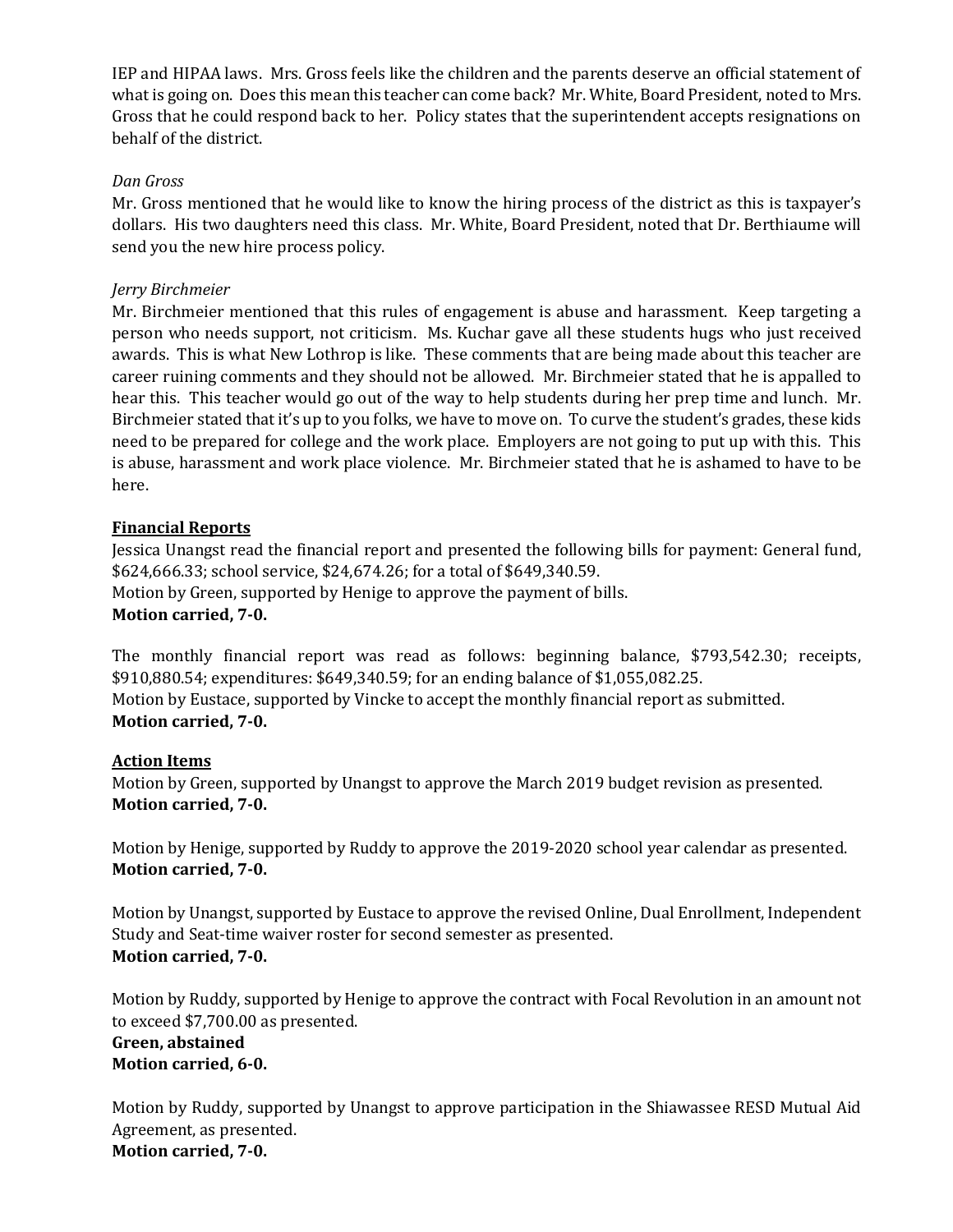IEP and HIPAA laws. Mrs. Gross feels like the children and the parents deserve an official statement of what is going on. Does this mean this teacher can come back? Mr. White, Board President, noted to Mrs. Gross that he could respond back to her. Policy states that the superintendent accepts resignations on behalf of the district.

*Dan Gross*

Mr. Gross mentioned that he would like to know the hiring process of the district as this is taxpayer's dollars. His two daughters need this class. Mr. White, Board President, noted that Dr. Berthiaume will send you the new hire process policy.

*Jerry Birchmeier*

Mr. Birchmeier mentioned that this rules of engagement is abuse and harassment. Keep targeting a person who needs support, not criticism. Ms. Kuchar gave all these students hugs who just received awards. This is what New Lothrop is like. These comments that are being made about this teacher are career ruining comments and they should not be allowed. Mr. Birchmeier stated that he is appalled to hear this. This teacher would go out of the way to help students during her prep time and lunch. Mr. Birchmeier stated that it's up to you folks, we have to move on. To curve the student's grades, these kids need to be prepared for college and the work place. Employers are not going to put up with this. This is abuse, harassment and work place violence. Mr. Birchmeier stated that he is ashamed to have to be here.

**Financial Reports**

Jessica Unangst read the financial report and presented the following bills for payment: General fund, $624,666.33; school service, $24,674.26; for a total of $649,340.59.
Motion by Green, supported by Henige to approve the payment of bills.
**Motion carried, 7-0.**

The monthly financial report was read as follows: beginning balance, $793,542.30; receipts, $910,880.54; expenditures: $649,340.59; for an ending balance of $1,055,082.25.
Motion by Eustace, supported by Vincke to accept the monthly financial report as submitted.
**Motion carried, 7-0.**

**Action Items**

Motion by Green, supported by Unangst to approve the March 2019 budget revision as presented.
**Motion carried, 7-0.**

Motion by Henige, supported by Ruddy to approve the 2019-2020 school year calendar as presented.
**Motion carried, 7-0.**

Motion by Unangst, supported by Eustace to approve the revised Online, Dual Enrollment, Independent Study and Seat-time waiver roster for second semester as presented.
**Motion carried, 7-0.**

Motion by Ruddy, supported by Henige to approve the contract with Focal Revolution in an amount not to exceed $7,700.00 as presented.
**Green, abstained**
**Motion carried, 6-0.**

Motion by Ruddy, supported by Unangst to approve participation in the Shiawassee RESD Mutual Aid Agreement, as presented.
**Motion carried, 7-0.**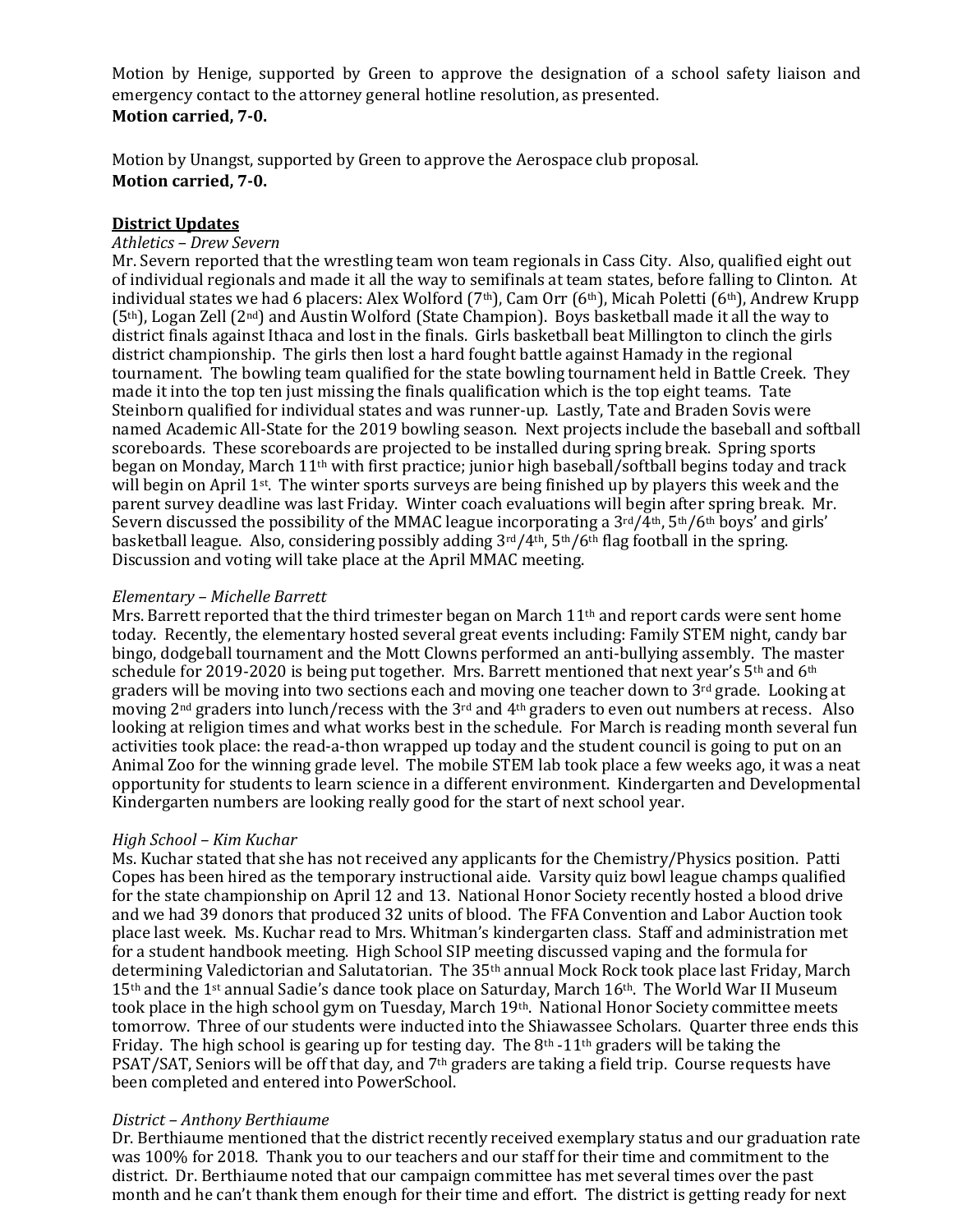Motion by Henige, supported by Green to approve the designation of a school safety liaison and emergency contact to the attorney general hotline resolution, as presented.
**Motion carried, 7-0.**

Motion by Unangst, supported by Green to approve the Aerospace club proposal.
**Motion carried, 7-0.**

**District Updates**

*Athletics – Drew Severn*

Mr. Severn reported that the wrestling team won team regionals in Cass City. Also, qualified eight out of individual regionals and made it all the way to semifinals at team states, before falling to Clinton. At individual states we had 6 placers: Alex Wolford (7th), Cam Orr (6th), Micah Poletti (6th), Andrew Krupp (5th), Logan Zell (2nd) and Austin Wolford (State Champion). Boys basketball made it all the way to district finals against Ithaca and lost in the finals. Girls basketball beat Millington to clinch the girls district championship. The girls then lost a hard fought battle against Hamady in the regional tournament. The bowling team qualified for the state bowling tournament held in Battle Creek. They made it into the top ten just missing the finals qualification which is the top eight teams. Tate Steinborn qualified for individual states and was runner-up. Lastly, Tate and Braden Sovis were named Academic All-State for the 2019 bowling season. Next projects include the baseball and softball scoreboards. These scoreboards are projected to be installed during spring break. Spring sports began on Monday, March 11th with first practice; junior high baseball/softball begins today and track will begin on April 1st. The winter sports surveys are being finished up by players this week and the parent survey deadline was last Friday. Winter coach evaluations will begin after spring break. Mr. Severn discussed the possibility of the MMAC league incorporating a 3rd/4th, 5th/6th boys' and girls' basketball league. Also, considering possibly adding 3rd/4th, 5th/6th flag football in the spring. Discussion and voting will take place at the April MMAC meeting.

*Elementary – Michelle Barrett*

Mrs. Barrett reported that the third trimester began on March 11th and report cards were sent home today. Recently, the elementary hosted several great events including: Family STEM night, candy bar bingo, dodgeball tournament and the Mott Clowns performed an anti-bullying assembly. The master schedule for 2019-2020 is being put together. Mrs. Barrett mentioned that next year's 5th and 6th graders will be moving into two sections each and moving one teacher down to 3rd grade. Looking at moving 2nd graders into lunch/recess with the 3rd and 4th graders to even out numbers at recess. Also looking at religion times and what works best in the schedule. For March is reading month several fun activities took place: the read-a-thon wrapped up today and the student council is going to put on an Animal Zoo for the winning grade level. The mobile STEM lab took place a few weeks ago, it was a neat opportunity for students to learn science in a different environment. Kindergarten and Developmental Kindergarten numbers are looking really good for the start of next school year.

*High School – Kim Kuchar*

Ms. Kuchar stated that she has not received any applicants for the Chemistry/Physics position. Patti Copes has been hired as the temporary instructional aide. Varsity quiz bowl league champs qualified for the state championship on April 12 and 13. National Honor Society recently hosted a blood drive and we had 39 donors that produced 32 units of blood. The FFA Convention and Labor Auction took place last week. Ms. Kuchar read to Mrs. Whitman's kindergarten class. Staff and administration met for a student handbook meeting. High School SIP meeting discussed vaping and the formula for determining Valedictorian and Salutatorian. The 35th annual Mock Rock took place last Friday, March 15th and the 1st annual Sadie's dance took place on Saturday, March 16th. The World War II Museum took place in the high school gym on Tuesday, March 19th. National Honor Society committee meets tomorrow. Three of our students were inducted into the Shiawassee Scholars. Quarter three ends this Friday. The high school is gearing up for testing day. The 8th -11th graders will be taking the PSAT/SAT, Seniors will be off that day, and 7th graders are taking a field trip. Course requests have been completed and entered into PowerSchool.

*District – Anthony Berthiaume*

Dr. Berthiaume mentioned that the district recently received exemplary status and our graduation rate was 100% for 2018. Thank you to our teachers and our staff for their time and commitment to the district. Dr. Berthiaume noted that our campaign committee has met several times over the past month and he can't thank them enough for their time and effort. The district is getting ready for next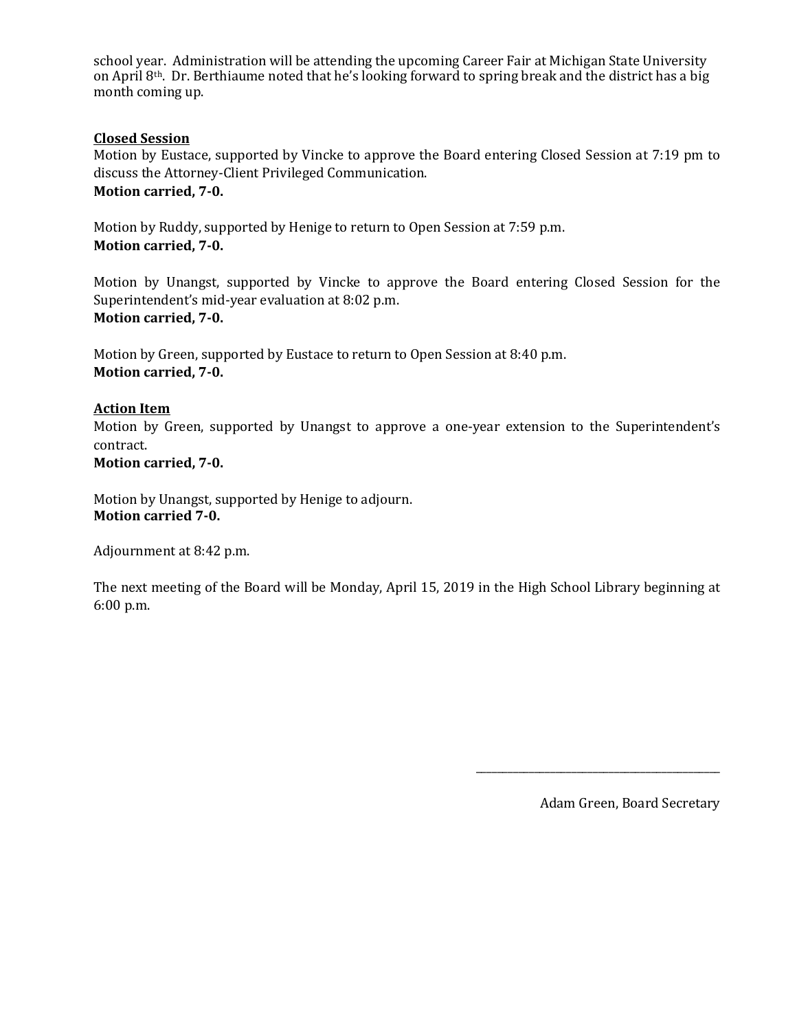school year. Administration will be attending the upcoming Career Fair at Michigan State University on April 8th. Dr. Berthiaume noted that he's looking forward to spring break and the district has a big month coming up.

**Closed Session**

Motion by Eustace, supported by Vincke to approve the Board entering Closed Session at 7:19 pm to discuss the Attorney-Client Privileged Communication.
**Motion carried, 7-0.**

Motion by Ruddy, supported by Henige to return to Open Session at 7:59 p.m.
**Motion carried, 7-0.**

Motion by Unangst, supported by Vincke to approve the Board entering Closed Session for the Superintendent's mid-year evaluation at 8:02 p.m.
**Motion carried, 7-0.**

Motion by Green, supported by Eustace to return to Open Session at 8:40 p.m.
**Motion carried, 7-0.**

**Action Item**

Motion by Green, supported by Unangst to approve a one-year extension to the Superintendent's contract.
**Motion carried, 7-0.**

Motion by Unangst, supported by Henige to adjourn.
**Motion carried 7-0.**

Adjournment at 8:42 p.m.

The next meeting of the Board will be Monday, April 15, 2019 in the High School Library beginning at 6:00 p.m.

\_\_\_\_\_\_\_\_\_\_\_\_\_\_\_\_\_\_\_\_\_\_\_\_\_\_\_\_\_\_\_\_\_\_\_\_\_\_\_\_

Adam Green, Board Secretary